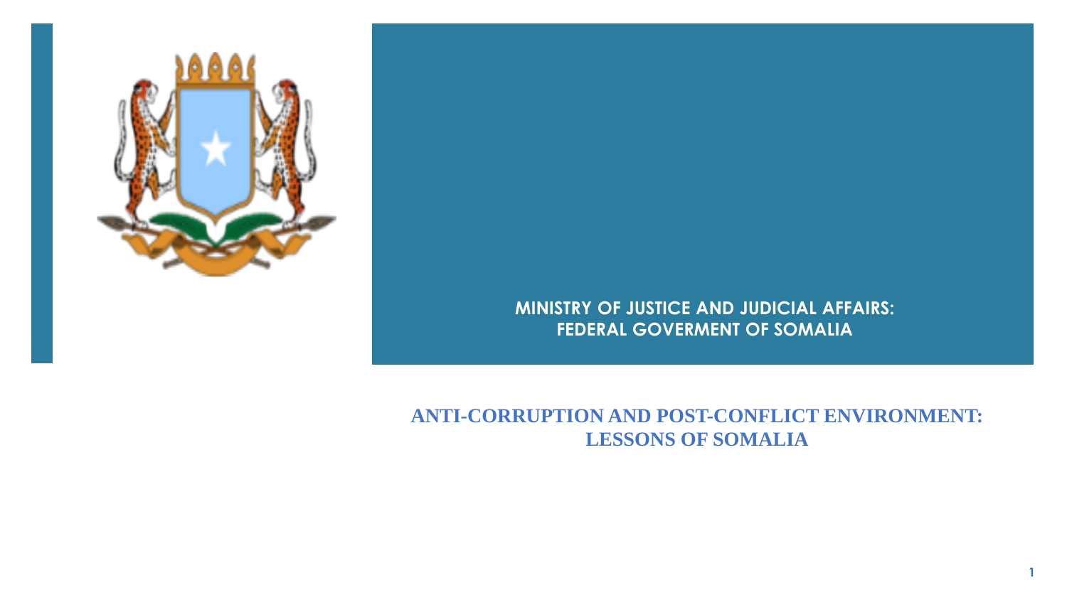**MINISTRY OF JUSTICE AND JUDICIAL AFFAIRS:**
**FEDERAL GOVERMENT OF SOMALIA**

# ANTI-CORRUPTION AND POST-CONFLICT ENVIRONMENT: LESSONS OF SOMALIA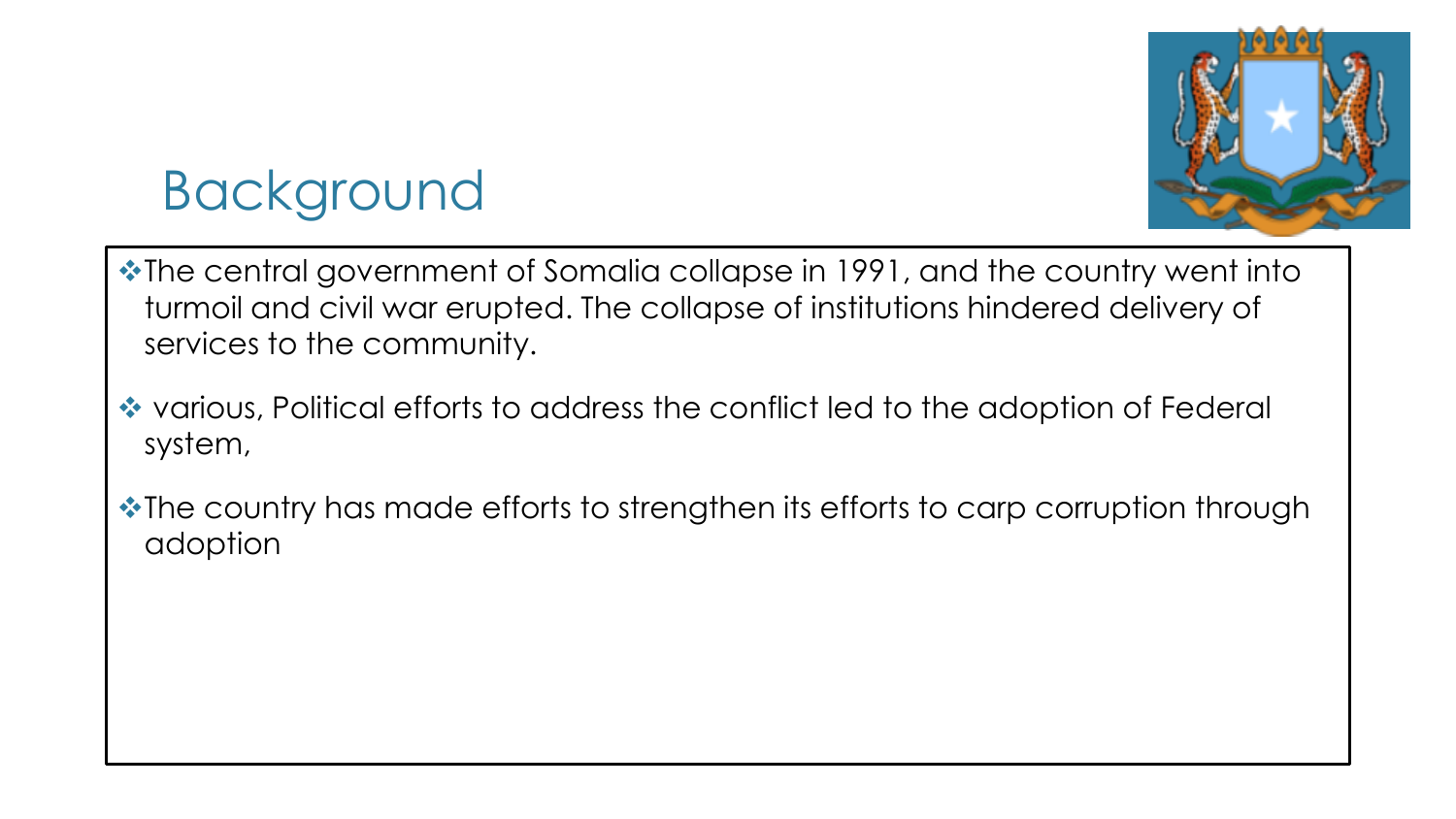# Background

- The central government of Somalia collapse in 1991, and the country went into turmoil and civil war erupted. The collapse of institutions hindered delivery of services to the community.
- various, Political efforts to address the conflict led to the adoption of Federal system,
- The country has made efforts to strengthen its efforts to carp corruption through adoption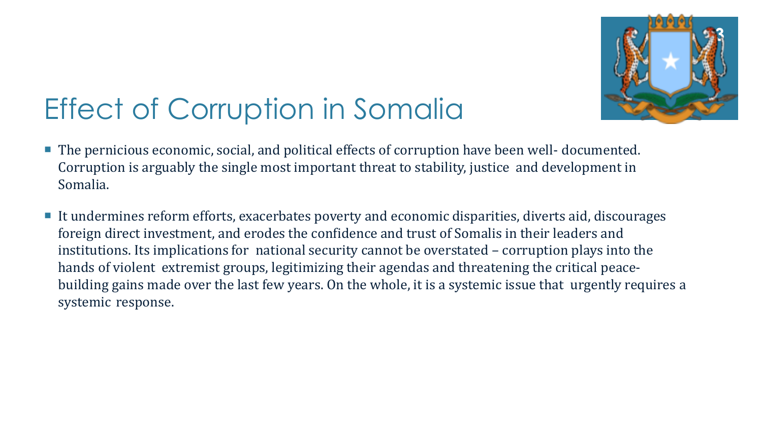# Effect of Corruption in Somalia

- The pernicious economic, social, and political effects of corruption have been well- documented. Corruption is arguably the single most important threat to stability, justice and development in Somalia.

- It undermines reform efforts, exacerbates poverty and economic disparities, diverts aid, discourages foreign direct investment, and erodes the confidence and trust of Somalis in their leaders and institutions. Its implications for national security cannot be overstated – corruption plays into the hands of violent extremist groups, legitimizing their agendas and threatening the critical peace-building gains made over the last few years. On the whole, it is a systemic issue that urgently requires a systemic response.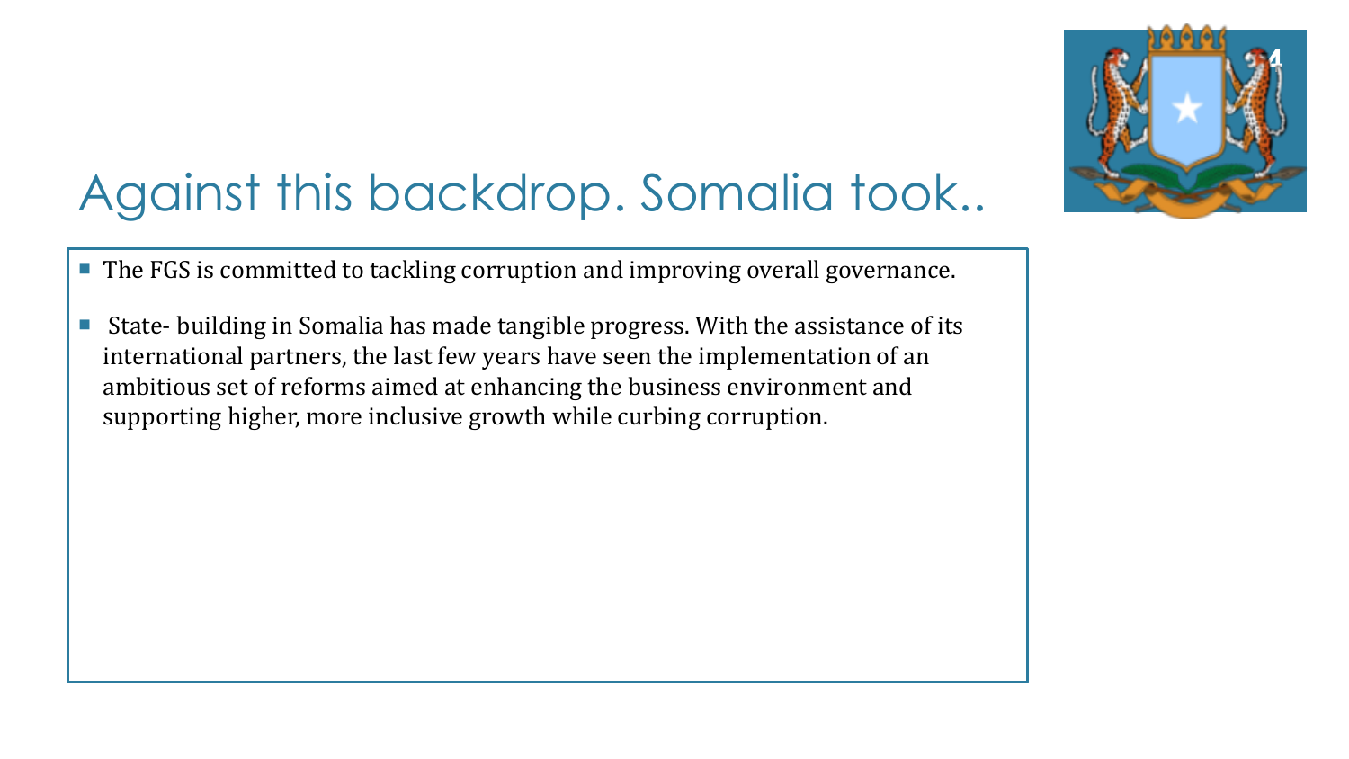# Against this backdrop. Somalia took..

- The FGS is committed to tackling corruption and improving overall governance.
- State- building in Somalia has made tangible progress. With the assistance of its international partners, the last few years have seen the implementation of an ambitious set of reforms aimed at enhancing the business environment and supporting higher, more inclusive growth while curbing corruption.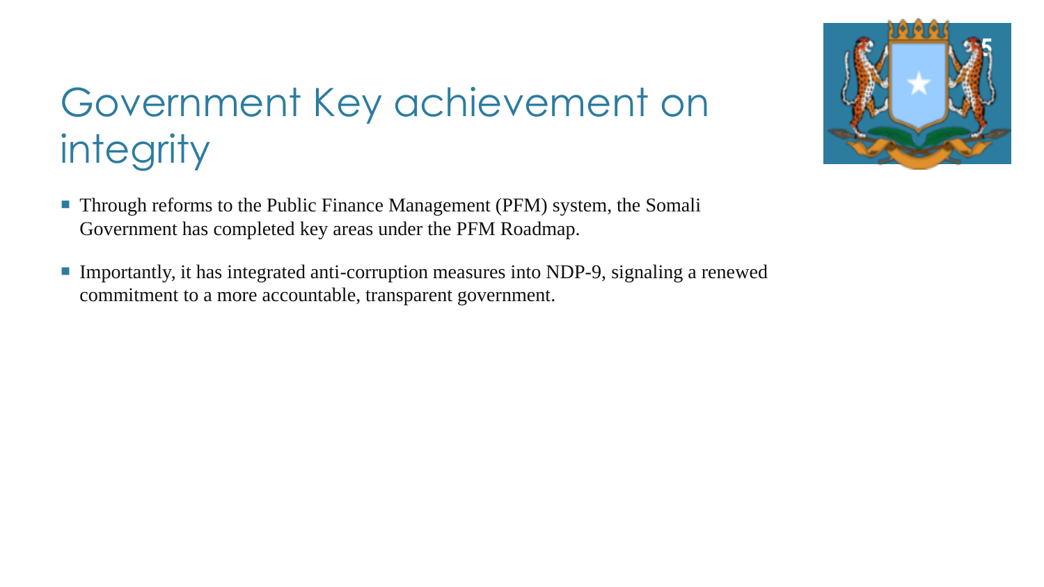# Government Key achievement on integrity

- Through reforms to the Public Finance Management (PFM) system, the Somali Government has completed key areas under the PFM Roadmap.
- Importantly, it has integrated anti-corruption measures into NDP-9, signaling a renewed commitment to a more accountable, transparent government.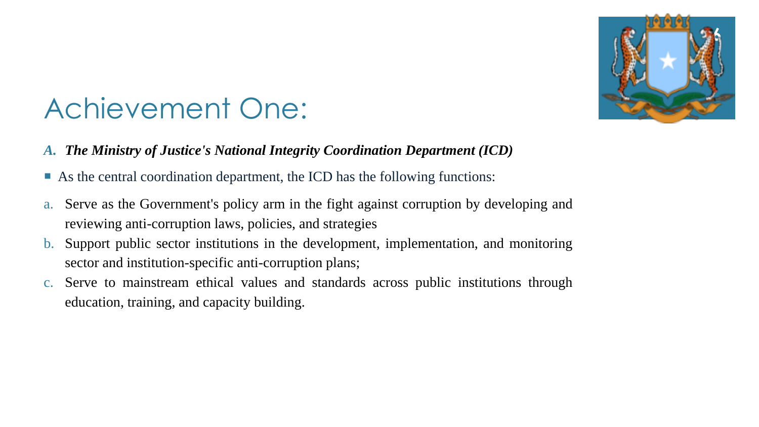# Achievement One:

***A. The Ministry of Justice's National Integrity Coordination Department (ICD)***

- As the central coordination department, the ICD has the following functions:

a. Serve as the Government's policy arm in the fight against corruption by developing and reviewing anti-corruption laws, policies, and strategies
b. Support public sector institutions in the development, implementation, and monitoring sector and institution-specific anti-corruption plans;
c. Serve to mainstream ethical values and standards across public institutions through education, training, and capacity building.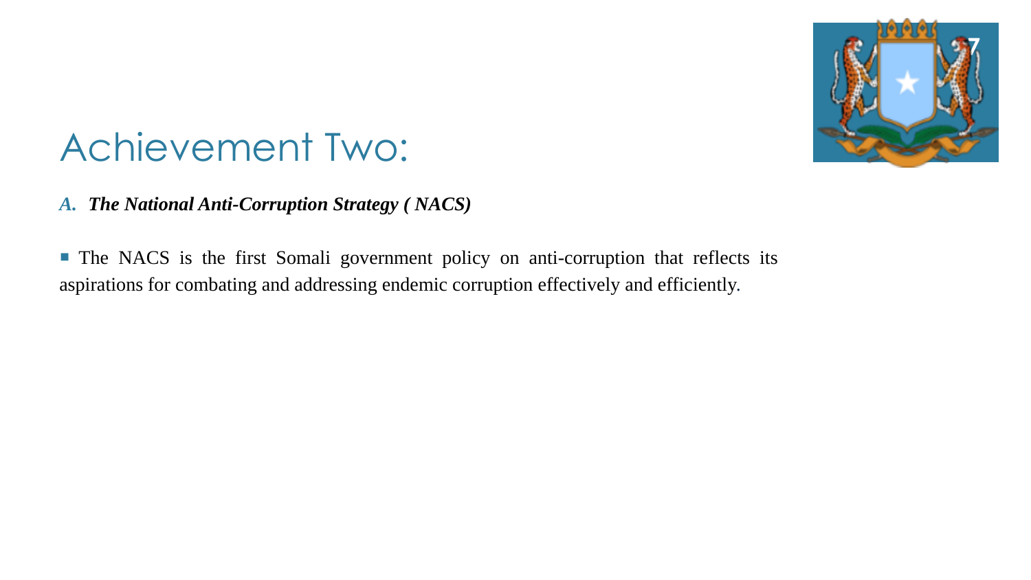# Achievement Two:

*A.* ***The National Anti-Corruption Strategy ( NACS)***

- The NACS is the first Somali government policy on anti-corruption that reflects its aspirations for combating and addressing endemic corruption effectively and efficiently.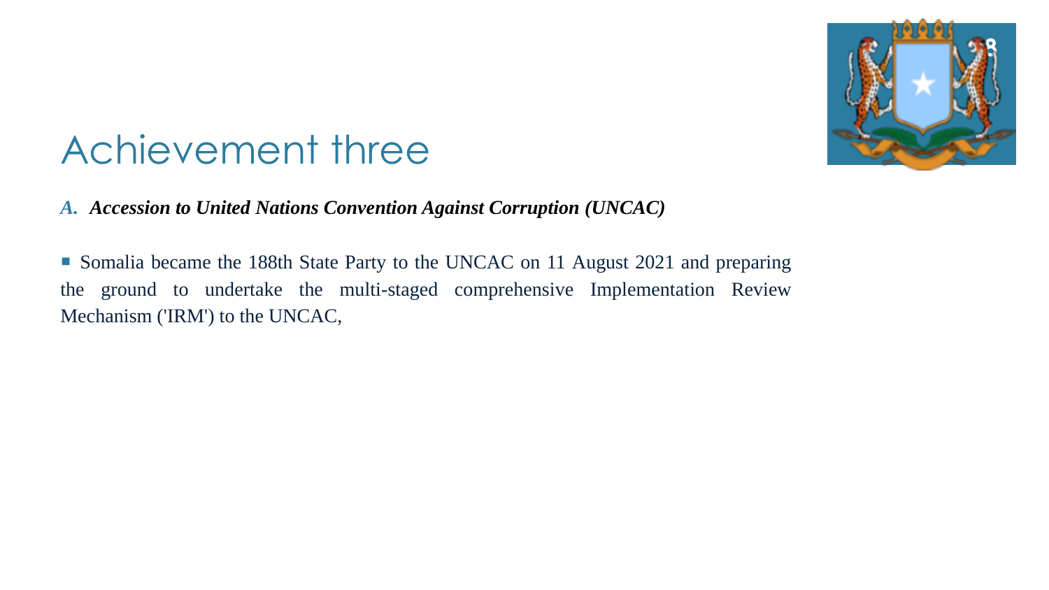# Achievement three

***A. Accession to United Nations Convention Against Corruption (UNCAC)***

- Somalia became the 188th State Party to the UNCAC on 11 August 2021 and preparing the ground to undertake the multi-staged comprehensive Implementation Review Mechanism ('IRM') to the UNCAC,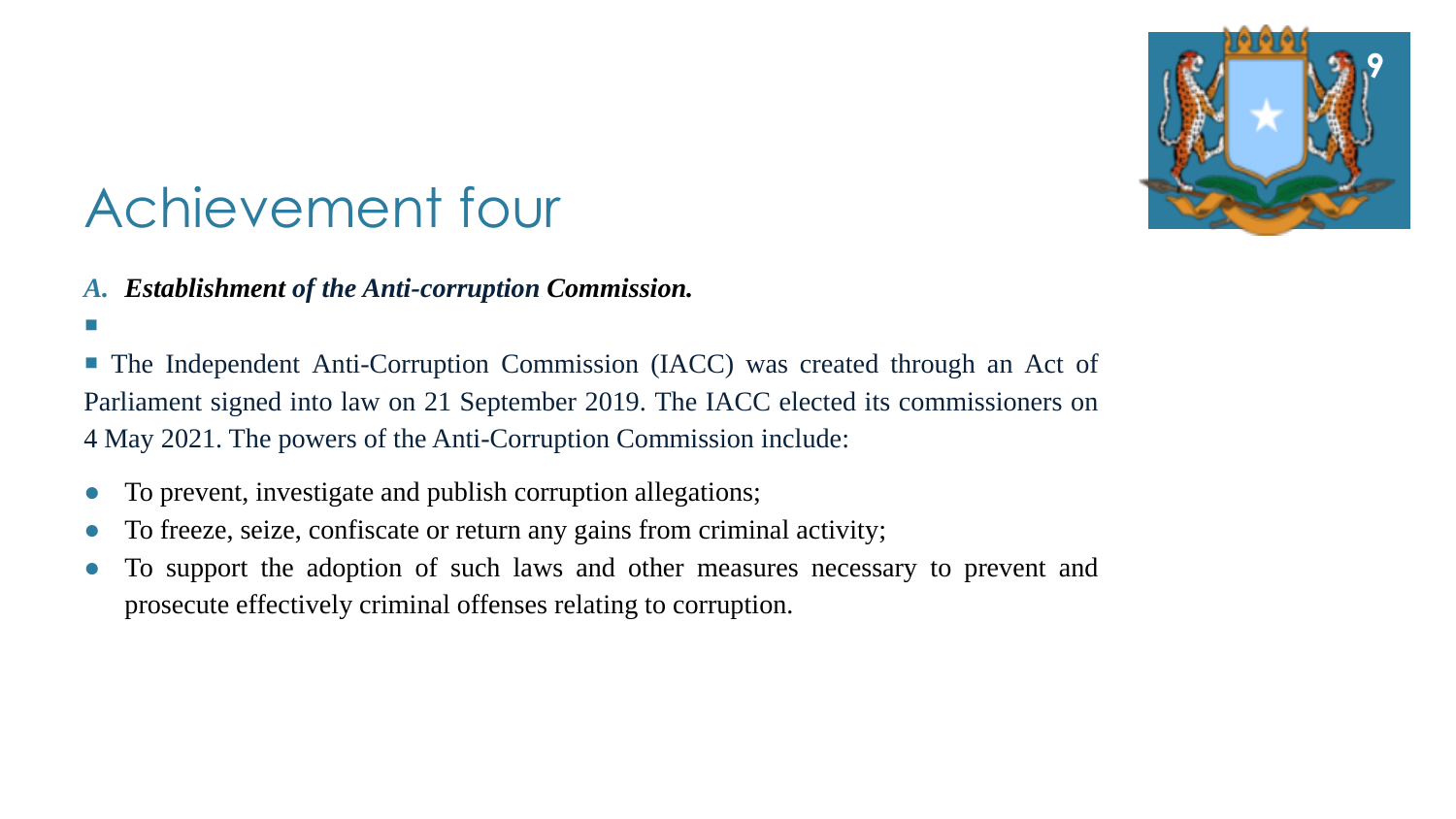# Achievement four

*A.* ***Establishment of the Anti-corruption Commission.***

The Independent Anti-Corruption Commission (IACC) was created through an Act of Parliament signed into law on 21 September 2019. The IACC elected its commissioners on 4 May 2021. The powers of the Anti-Corruption Commission include:

- To prevent, investigate and publish corruption allegations;
- To freeze, seize, confiscate or return any gains from criminal activity;
- To support the adoption of such laws and other measures necessary to prevent and prosecute effectively criminal offenses relating to corruption.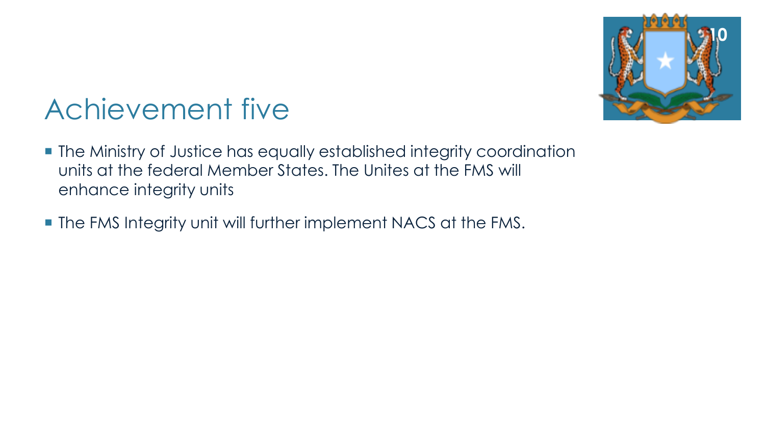# Achievement five

- The Ministry of Justice has equally established integrity coordination units at the federal Member States. The Unites at the FMS will enhance integrity units
- The FMS Integrity unit will further implement NACS at the FMS.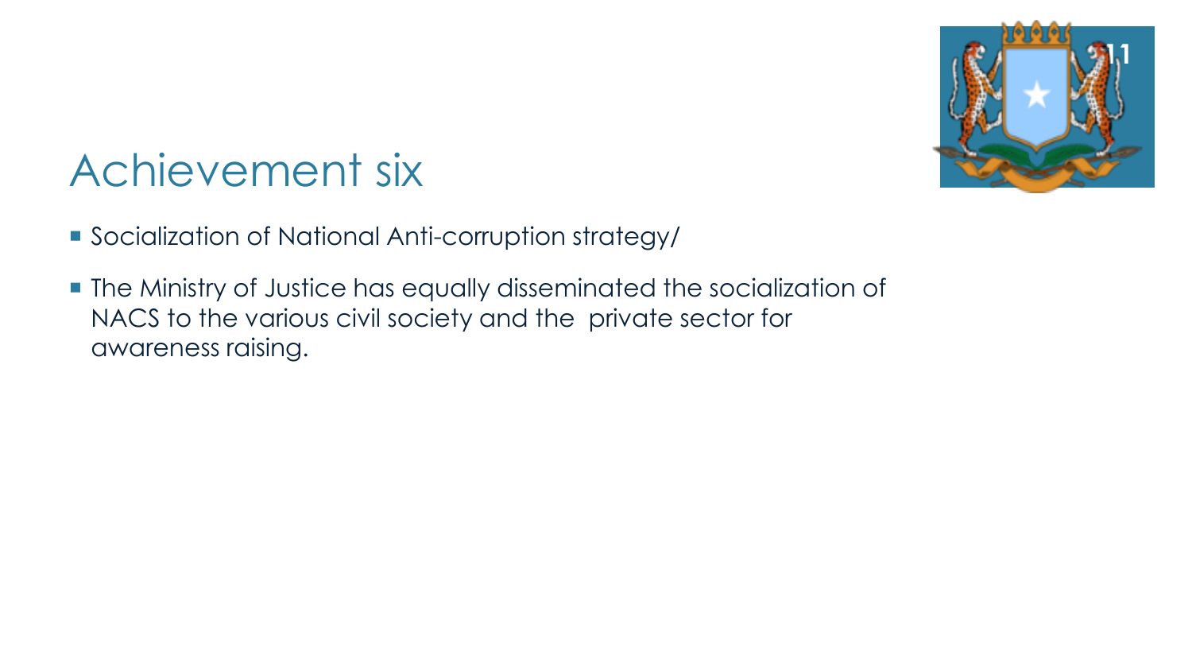# Achievement six

- Socialization of National Anti-corruption strategy/
- The Ministry of Justice has equally disseminated the socialization of NACS to the various civil society and the private sector for awareness raising.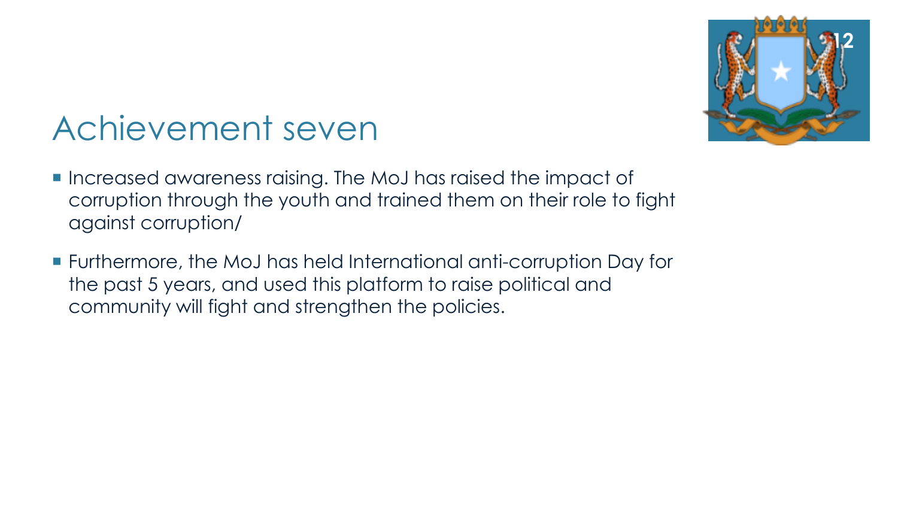# Achievement seven

- Increased awareness raising. The MoJ has raised the impact of corruption through the youth and trained them on their role to fight against corruption/
- Furthermore, the MoJ has held International anti-corruption Day for the past 5 years, and used this platform to raise political and community will fight and strengthen the policies.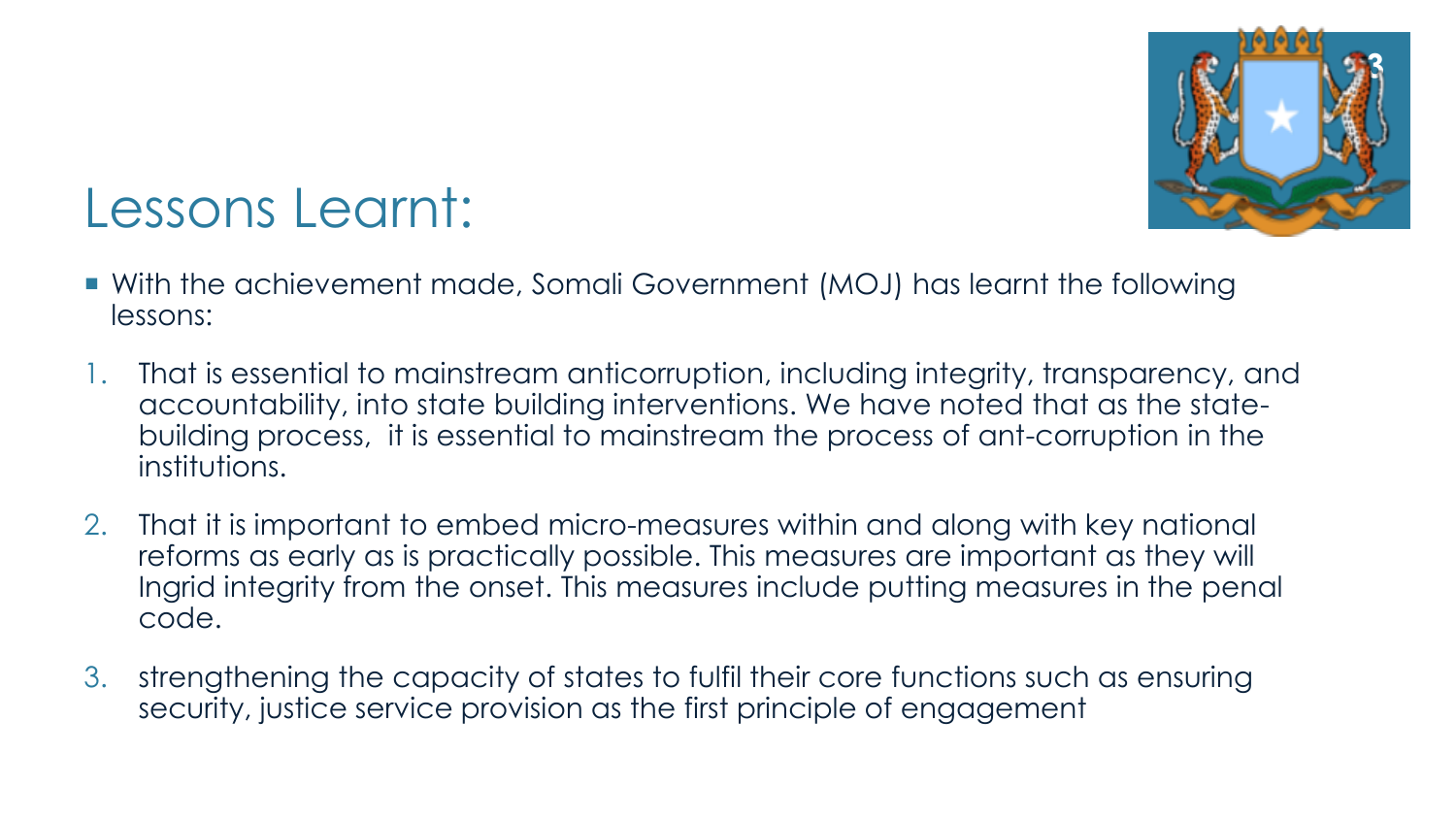# Lessons Learnt:

- With the achievement made, Somali Government (MOJ) has learnt the following lessons:

1. That is essential to mainstream anticorruption, including integrity, transparency, and accountability, into state building interventions. We have noted that as the state-building process,  it is essential to mainstream the process of ant-corruption in the institutions.
2. That it is important to embed micro-measures within and along with key national reforms as early as is practically possible. This measures are important as they will Ingrid integrity from the onset. This measures include putting measures in the penal code.
3. strengthening the capacity of states to fulfil their core functions such as ensuring security, justice service provision as the first principle of engagement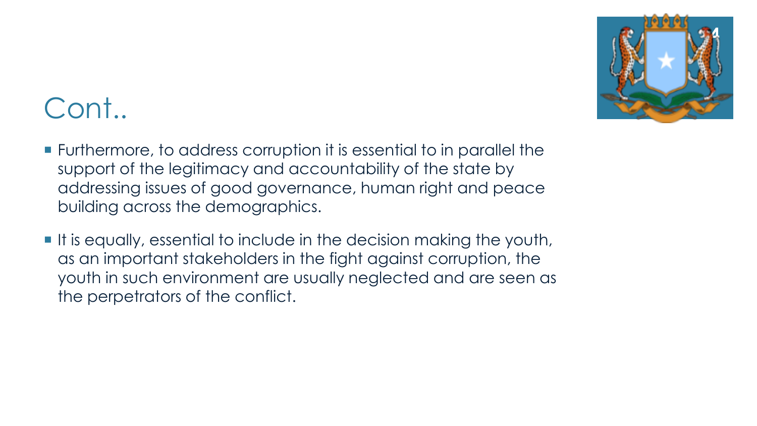# Cont..

- Furthermore, to address corruption it is essential to in parallel the support of the legitimacy and accountability of the state by addressing issues of good governance, human right and peace building across the demographics.
- It is equally, essential to include in the decision making the youth, as an important stakeholders in the fight against corruption, the youth in such environment are usually neglected and are seen as the perpetrators of the conflict.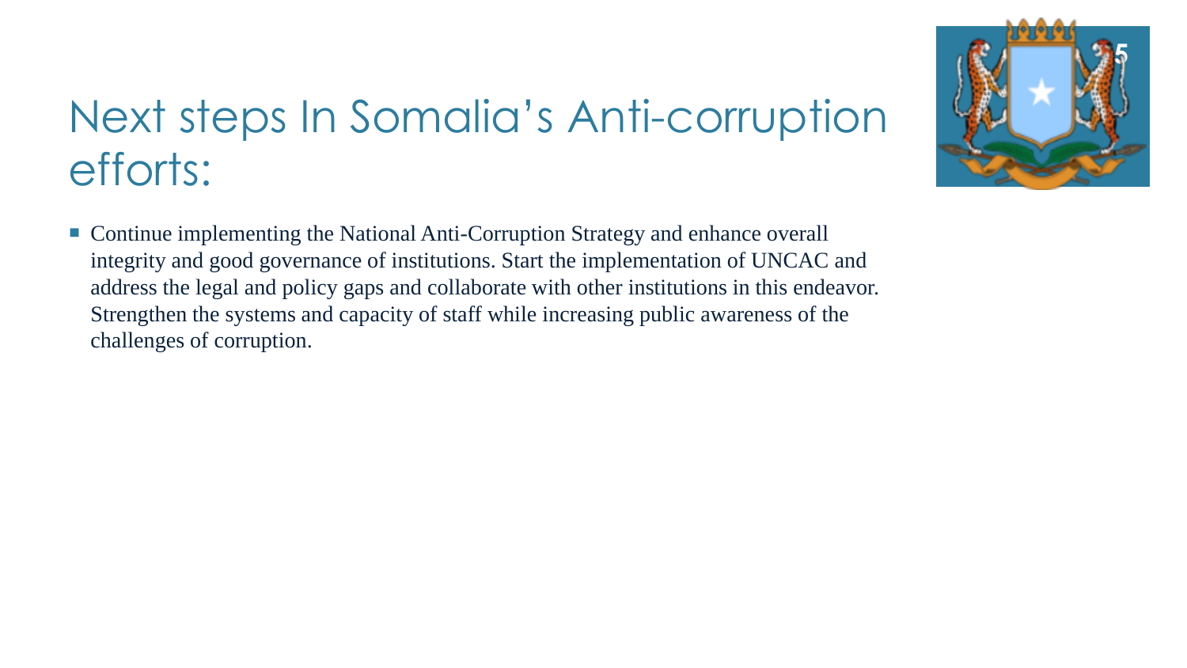# Next steps In Somalia's Anti-corruption efforts:

- Continue implementing the National Anti-Corruption Strategy and enhance overall integrity and good governance of institutions. Start the implementation of UNCAC and address the legal and policy gaps and collaborate with other institutions in this endeavor. Strengthen the systems and capacity of staff while increasing public awareness of the challenges of corruption.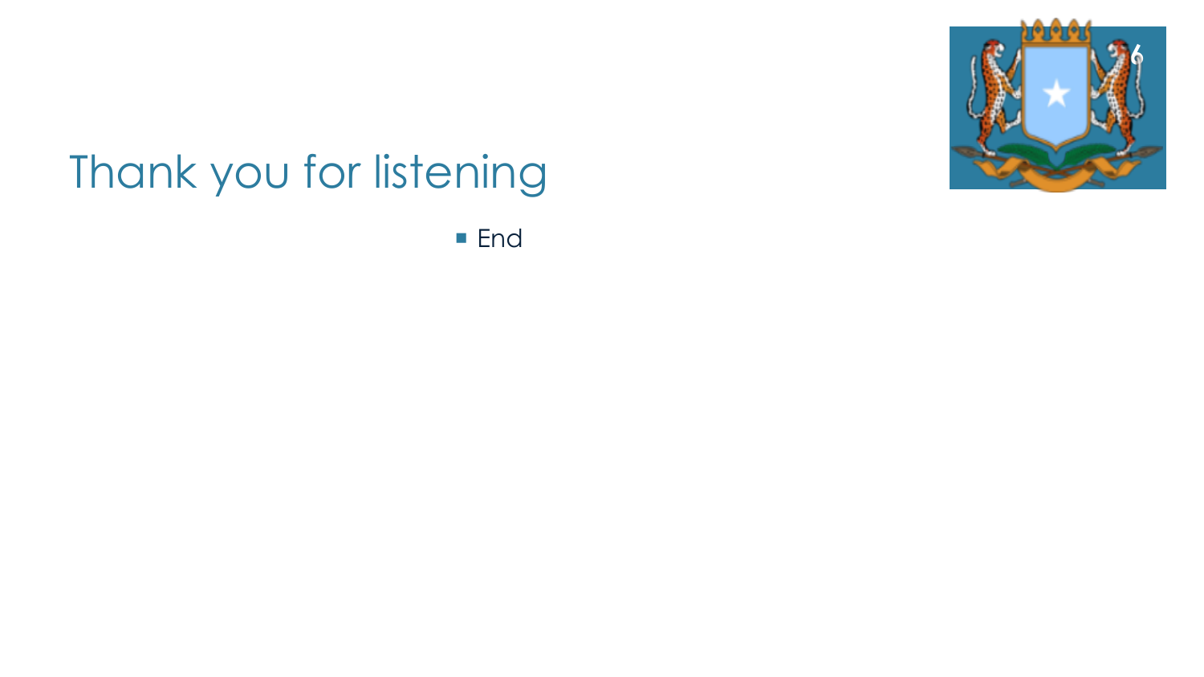# Thank you for listening

- End